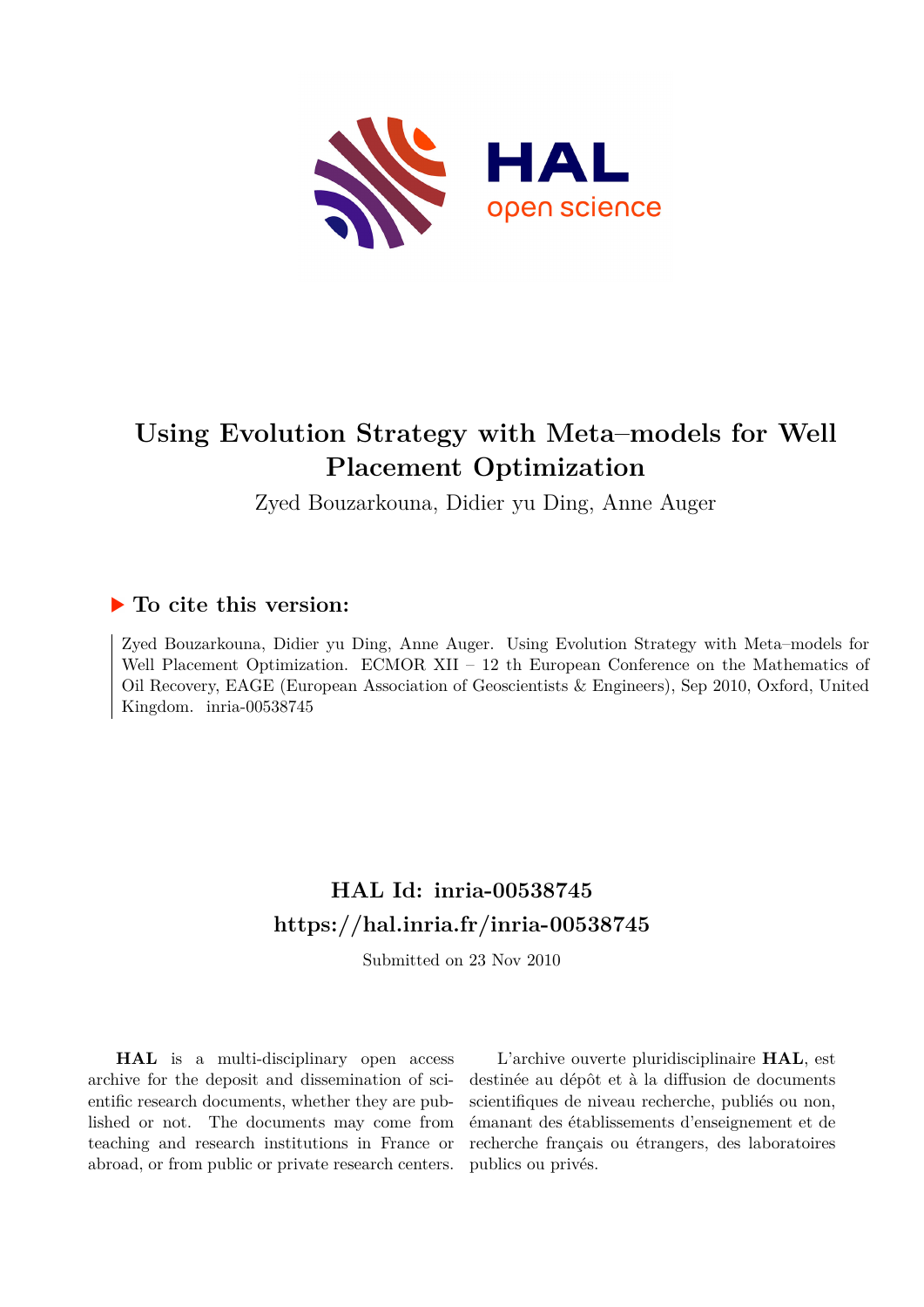# Using Evolution Strategy with Meta–models for Well Placement Optimization

Zyed Bouzarkouna, Didier yu Ding, Anne Auger

## ▶ To cite this version:

Zyed Bouzarkouna, Didier yu Ding, Anne Auger. Using Evolution Strategy with Meta–models for Well Placement Optimization. ECMOR XII – 12 th European Conference on the Mathematics of Oil Recovery, EAGE (European Association of Geoscientists & Engineers), Sep 2010, Oxford, United Kingdom. inria-00538745

## HAL Id: inria-00538745

## https://hal.inria.fr/inria-00538745

Submitted on 23 Nov 2010

**HAL** is a multi-disciplinary open access archive for the deposit and dissemination of scientific research documents, whether they are published or not. The documents may come from teaching and research institutions in France or abroad, or from public or private research centers.

L'archive ouverte pluridisciplinaire **HAL**, est destinée au dépôt et à la diffusion de documents scientifiques de niveau recherche, publiés ou non, émanant des établissements d'enseignement et de recherche français ou étrangers, des laboratoires publics ou privés.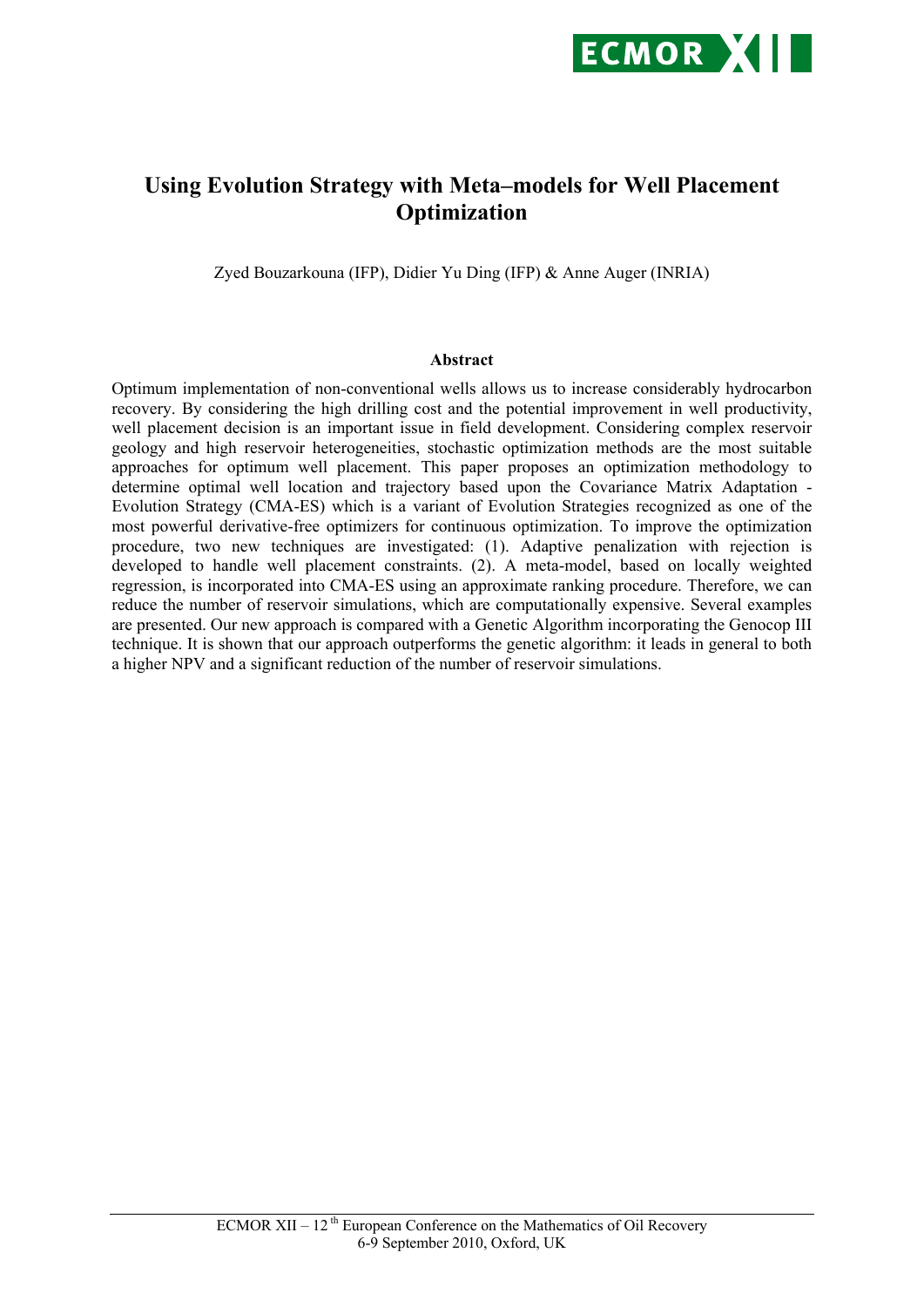# Using Evolution Strategy with Meta–models for Well Placement Optimization

Zyed Bouzarkouna (IFP), Didier Yu Ding (IFP) & Anne Auger (INRIA)

## Abstract

Optimum implementation of non-conventional wells allows us to increase considerably hydrocarbon recovery. By considering the high drilling cost and the potential improvement in well productivity, well placement decision is an important issue in field development. Considering complex reservoir geology and high reservoir heterogeneities, stochastic optimization methods are the most suitable approaches for optimum well placement. This paper proposes an optimization methodology to determine optimal well location and trajectory based upon the Covariance Matrix Adaptation - Evolution Strategy (CMA-ES) which is a variant of Evolution Strategies recognized as one of the most powerful derivative-free optimizers for continuous optimization. To improve the optimization procedure, two new techniques are investigated: (1). Adaptive penalization with rejection is developed to handle well placement constraints. (2). A meta-model, based on locally weighted regression, is incorporated into CMA-ES using an approximate ranking procedure. Therefore, we can reduce the number of reservoir simulations, which are computationally expensive. Several examples are presented. Our new approach is compared with a Genetic Algorithm incorporating the Genocop III technique. It is shown that our approach outperforms the genetic algorithm: it leads in general to both a higher NPV and a significant reduction of the number of reservoir simulations.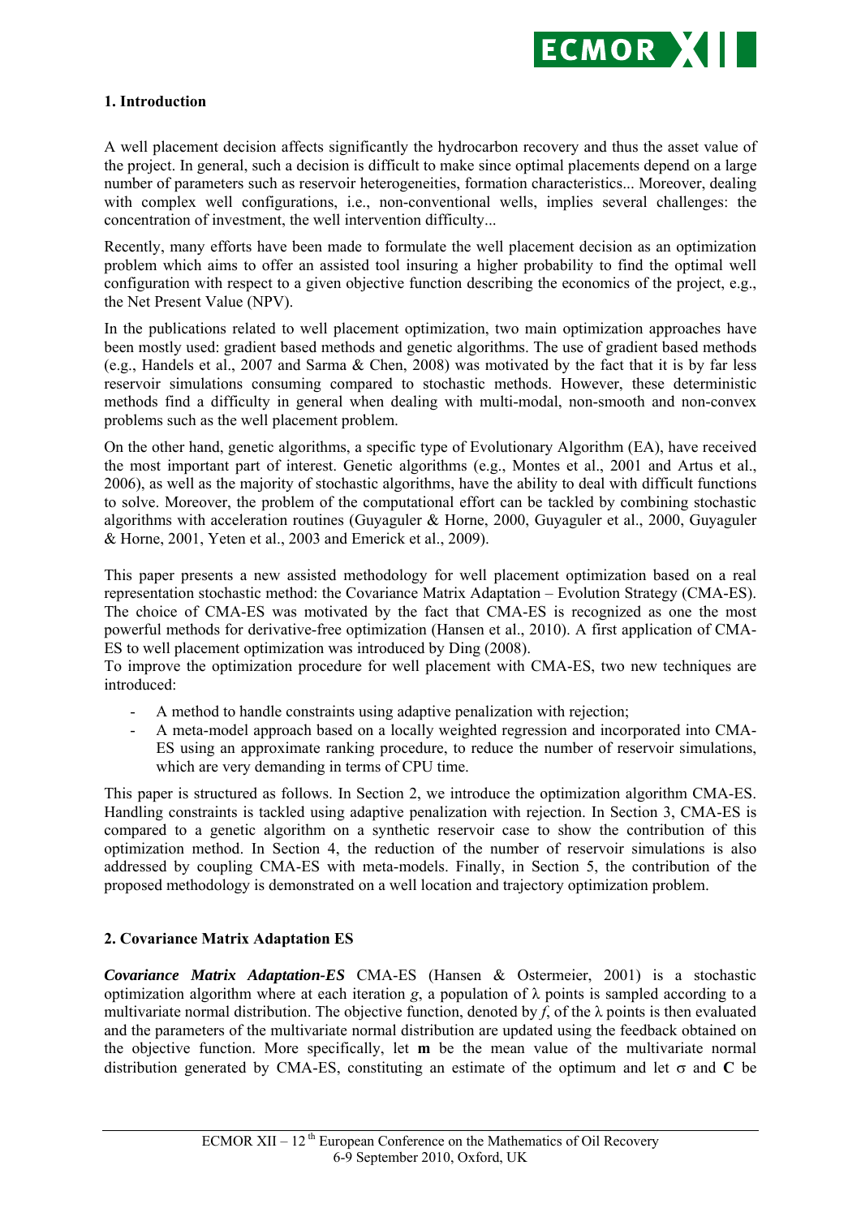## 1. Introduction

A well placement decision affects significantly the hydrocarbon recovery and thus the asset value of the project. In general, such a decision is difficult to make since optimal placements depend on a large number of parameters such as reservoir heterogeneities, formation characteristics... Moreover, dealing with complex well configurations, i.e., non-conventional wells, implies several challenges: the concentration of investment, the well intervention difficulty...

Recently, many efforts have been made to formulate the well placement decision as an optimization problem which aims to offer an assisted tool insuring a higher probability to find the optimal well configuration with respect to a given objective function describing the economics of the project, e.g., the Net Present Value (NPV).

In the publications related to well placement optimization, two main optimization approaches have been mostly used: gradient based methods and genetic algorithms. The use of gradient based methods (e.g., Handels et al., 2007 and Sarma & Chen, 2008) was motivated by the fact that it is by far less reservoir simulations consuming compared to stochastic methods. However, these deterministic methods find a difficulty in general when dealing with multi-modal, non-smooth and non-convex problems such as the well placement problem.

On the other hand, genetic algorithms, a specific type of Evolutionary Algorithm (EA), have received the most important part of interest. Genetic algorithms (e.g., Montes et al., 2001 and Artus et al., 2006), as well as the majority of stochastic algorithms, have the ability to deal with difficult functions to solve. Moreover, the problem of the computational effort can be tackled by combining stochastic algorithms with acceleration routines (Guyaguler & Horne, 2000, Guyaguler et al., 2000, Guyaguler & Horne, 2001, Yeten et al., 2003 and Emerick et al., 2009).

This paper presents a new assisted methodology for well placement optimization based on a real representation stochastic method: the Covariance Matrix Adaptation – Evolution Strategy (CMA-ES). The choice of CMA-ES was motivated by the fact that CMA-ES is recognized as one the most powerful methods for derivative-free optimization (Hansen et al., 2010). A first application of CMA-ES to well placement optimization was introduced by Ding (2008).
To improve the optimization procedure for well placement with CMA-ES, two new techniques are introduced:

- A method to handle constraints using adaptive penalization with rejection;
- A meta-model approach based on a locally weighted regression and incorporated into CMA-ES using an approximate ranking procedure, to reduce the number of reservoir simulations, which are very demanding in terms of CPU time.

This paper is structured as follows. In Section 2, we introduce the optimization algorithm CMA-ES. Handling constraints is tackled using adaptive penalization with rejection. In Section 3, CMA-ES is compared to a genetic algorithm on a synthetic reservoir case to show the contribution of this optimization method. In Section 4, the reduction of the number of reservoir simulations is also addressed by coupling CMA-ES with meta-models. Finally, in Section 5, the contribution of the proposed methodology is demonstrated on a well location and trajectory optimization problem.

## 2. Covariance Matrix Adaptation ES

***Covariance Matrix Adaptation-ES*** CMA-ES (Hansen & Ostermeier, 2001) is a stochastic optimization algorithm where at each iteration $g$, a population of $\lambda$ points is sampled according to a multivariate normal distribution. The objective function, denoted by $f$, of the $\lambda$ points is then evaluated and the parameters of the multivariate normal distribution are updated using the feedback obtained on the objective function. More specifically, let $\mathbf{m}$ be the mean value of the multivariate normal distribution generated by CMA-ES, constituting an estimate of the optimum and let $\sigma$ and $\mathbf{C}$ be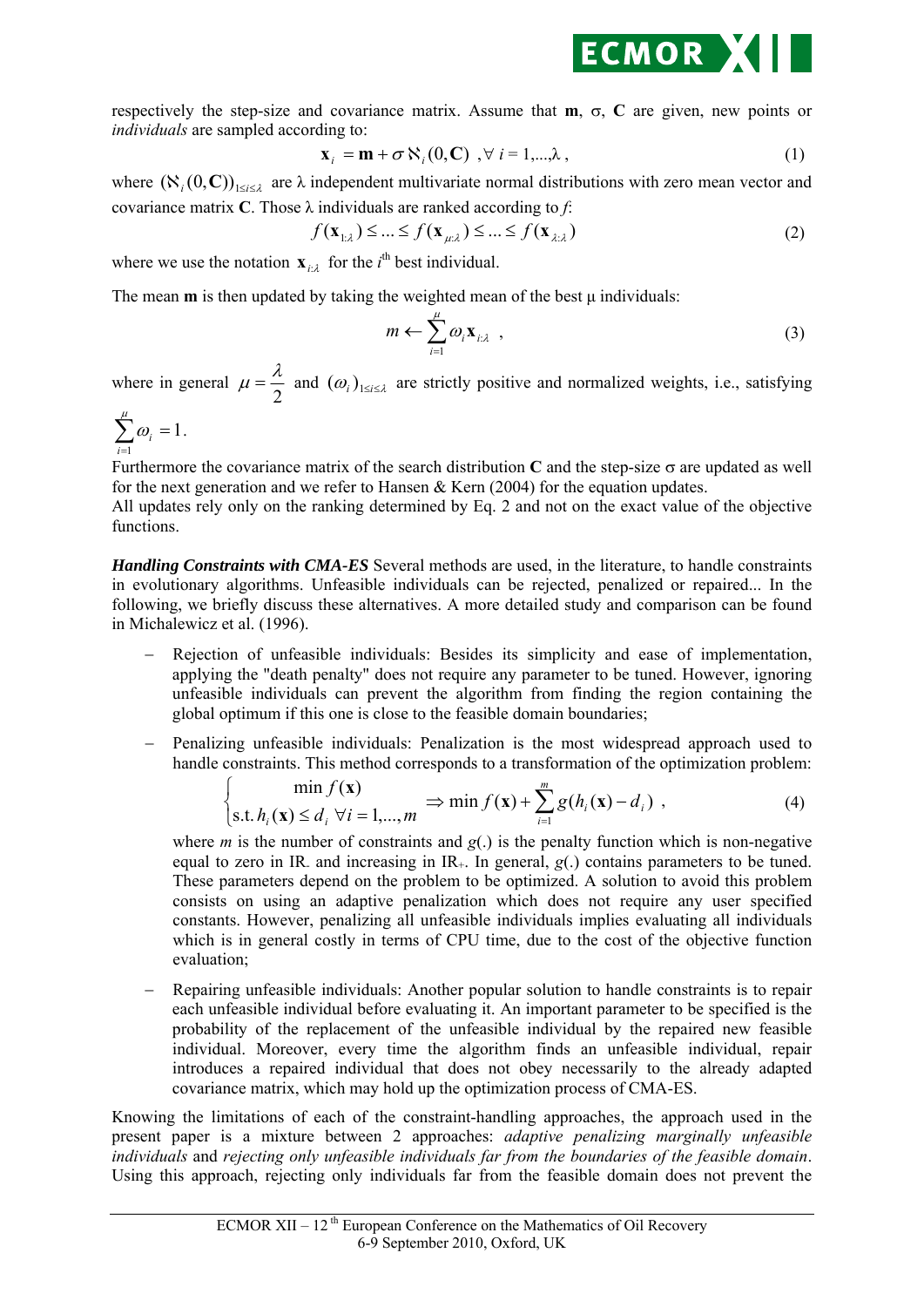respectively the step-size and covariance matrix. Assume that $\mathbf{m}$, $\sigma$, $\mathbf{C}$ are given, new points or *individuals* are sampled according to:

$$\mathbf{x}_i = \mathbf{m} + \sigma \aleph_i(0,\mathbf{C}) \ ,\forall\ i = 1,...,\lambda \ , \tag{1}$$

where $(\aleph_i(0,\mathbf{C}))_{1\le i\le \lambda}$ are $\lambda$ independent multivariate normal distributions with zero mean vector and covariance matrix $\mathbf{C}$. Those $\lambda$ individuals are ranked according to $f$:

$$f(\mathbf{x}_{1:\lambda}) \le ... \le f(\mathbf{x}_{\mu:\lambda}) \le ... \le f(\mathbf{x}_{\lambda:\lambda}) \tag{2}$$

where we use the notation $\mathbf{x}_{i:\lambda}$ for the $i^{th}$ best individual.

The mean $\mathbf{m}$ is then updated by taking the weighted mean of the best $\mu$ individuals:

$$m \leftarrow \sum_{i=1}^{\mu} \omega_i \mathbf{x}_{i:\lambda} \ , \tag{3}$$

where in general $\mu = \dfrac{\lambda}{2}$ and $(\omega_i)_{1\le i\le \lambda}$ are strictly positive and normalized weights, i.e., satisfying $\sum_{i=1}^{\mu} \omega_i = 1$.

Furthermore the covariance matrix of the search distribution $\mathbf{C}$ and the step-size $\sigma$ are updated as well for the next generation and we refer to Hansen & Kern (2004) for the equation updates.
All updates rely only on the ranking determined by Eq. 2 and not on the exact value of the objective functions.

***Handling Constraints with CMA-ES*** Several methods are used, in the literature, to handle constraints in evolutionary algorithms. Unfeasible individuals can be rejected, penalized or repaired... In the following, we briefly discuss these alternatives. A more detailed study and comparison can be found in Michalewicz et al. (1996).

- Rejection of unfeasible individuals: Besides its simplicity and ease of implementation, applying the "death penalty" does not require any parameter to be tuned. However, ignoring unfeasible individuals can prevent the algorithm from finding the region containing the global optimum if this one is close to the feasible domain boundaries;

- Penalizing unfeasible individuals: Penalization is the most widespread approach used to handle constraints. This method corresponds to a transformation of the optimization problem:

$$\begin{cases} \min f(\mathbf{x}) \\ \text{s.t. } h_i(\mathbf{x}) \le d_i \ \forall i = 1,...,m \end{cases} \Rightarrow \min f(\mathbf{x}) + \sum_{i=1}^{m} g(h_i(\mathbf{x}) - d_i) \ , \tag{4}$$

  where $m$ is the number of constraints and $g(.)$ is the penalty function which is non-negative equal to zero in $\mathrm{IR}_-$ and increasing in $\mathrm{IR}_+$. In general, $g(.)$ contains parameters to be tuned. These parameters depend on the problem to be optimized. A solution to avoid this problem consists on using an adaptive penalization which does not require any user specified constants. However, penalizing all unfeasible individuals implies evaluating all individuals which is in general costly in terms of CPU time, due to the cost of the objective function evaluation;

- Repairing unfeasible individuals: Another popular solution to handle constraints is to repair each unfeasible individual before evaluating it. An important parameter to be specified is the probability of the replacement of the unfeasible individual by the repaired new feasible individual. Moreover, every time the algorithm finds an unfeasible individual, repair introduces a repaired individual that does not obey necessarily to the already adapted covariance matrix, which may hold up the optimization process of CMA-ES.

Knowing the limitations of each of the constraint-handling approaches, the approach used in the present paper is a mixture between 2 approaches: *adaptive penalizing marginally unfeasible individuals* and *rejecting only unfeasible individuals far from the boundaries of the feasible domain*. Using this approach, rejecting only individuals far from the feasible domain does not prevent the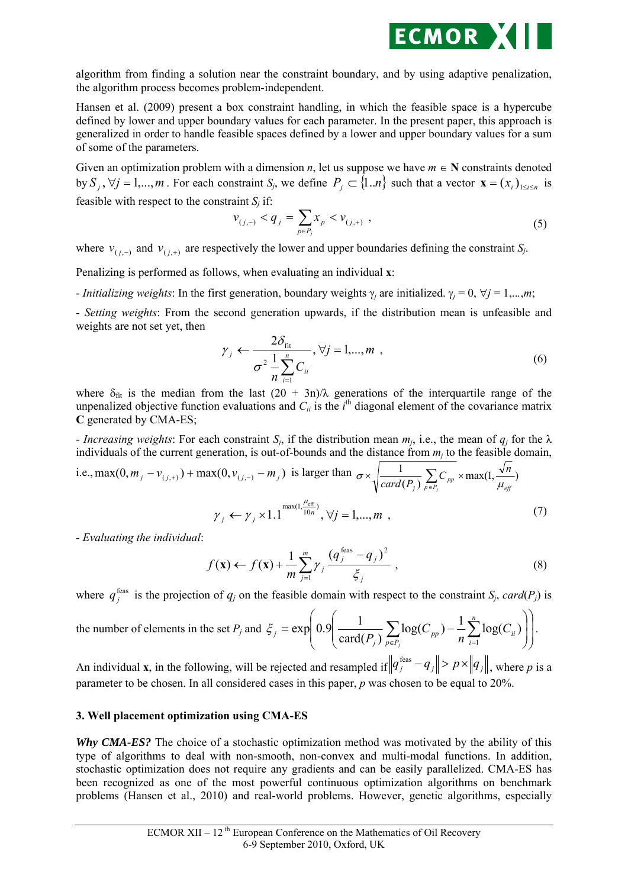algorithm from finding a solution near the constraint boundary, and by using adaptive penalization, the algorithm process becomes problem-independent.

Hansen et al. (2009) present a box constraint handling, in which the feasible space is a hypercube defined by lower and upper boundary values for each parameter. In the present paper, this approach is generalized in order to handle feasible spaces defined by a lower and upper boundary values for a sum of some of the parameters.

Given an optimization problem with a dimension $n$, let us suppose we have $m \in \mathbf{N}$ constraints denoted by $S_j, \forall j = 1,...,m$. For each constraint $S_j$, we define $P_j \subset \{1..n\}$ such that a vector $\mathbf{x} = (x_i)_{1 \le i \le n}$ is feasible with respect to the constraint $S_j$ if:

$$v_{(j,-)} < q_j = \sum_{p \in P_j} x_p < v_{(j,+)} \ , \tag{5}$$

where $v_{(j,-)}$ and $v_{(j,+)}$ are respectively the lower and upper boundaries defining the constraint $S_j$.

Penalizing is performed as follows, when evaluating an individual $\mathbf{x}$:

- *Initializing weights*: In the first generation, boundary weights $\gamma_j$ are initialized. $\gamma_j = 0$, $\forall j = 1,...,m$;

- *Setting weights*: From the second generation upwards, if the distribution mean is unfeasible and weights are not set yet, then

$$\gamma_j \leftarrow \frac{2\delta_{\text{fit}}}{\sigma^2 \frac{1}{n}\sum_{i=1}^{n} C_{ii}}, \forall j = 1,...,m \ , \tag{6}$$

where $\delta_{\text{fit}}$ is the median from the last $(20 + 3n)/\lambda$ generations of the interquartile range of the unpenalized objective function evaluations and $C_{ii}$ is the $i^{\text{th}}$ diagonal element of the covariance matrix $\mathbf{C}$ generated by CMA-ES;

- *Increasing weights*: For each constraint $S_j$, if the distribution mean $m_j$, i.e., the mean of $q_j$ for the $\lambda$ individuals of the current generation, is out-of-bounds and the distance from $m_j$ to the feasible domain, i.e., $\max(0, m_j - v_{(j,+)}) + \max(0, v_{(j,-)} - m_j)$ is larger than $\sigma \times \sqrt{\frac{1}{card(P_j)} \sum_{p \in P_j} C_{pp}} \times \max(1, \frac{\sqrt{n}}{\mu_{eff}})$

$$\gamma_j \leftarrow \gamma_j \times 1.1^{\max(1, \frac{\mu_{\text{eff}}}{10n})}, \forall j = 1,...,m \ , \tag{7}$$

- *Evaluating the individual*:

$$f(\mathbf{x}) \leftarrow f(\mathbf{x}) + \frac{1}{m}\sum_{j=1}^{m} \gamma_j \frac{(q_j^{\text{feas}} - q_j)^2}{\xi_j} \ , \tag{8}$$

where $q_j^{\text{feas}}$ is the projection of $q_j$ on the feasible domain with respect to the constraint $S_j$, $card(P_j)$ is the number of elements in the set $P_j$ and $\xi_j = \exp\left(0.9\left(\frac{1}{\text{card}(P_j)}\sum_{p \in P_j} \log(C_{pp}) - \frac{1}{n}\sum_{i=1}^{n} \log(C_{ii})\right)\right)$.

An individual $\mathbf{x}$, in the following, will be rejected and resampled if $\left\| q_j^{\text{feas}} - q_j \right\| > p \times \left\| q_j \right\|$, where $p$ is a parameter to be chosen. In all considered cases in this paper, $p$ was chosen to be equal to 20%.

### 3. Well placement optimization using CMA-ES

***Why CMA-ES?*** The choice of a stochastic optimization method was motivated by the ability of this type of algorithms to deal with non-smooth, non-convex and multi-modal functions. In addition, stochastic optimization does not require any gradients and can be easily parallelized. CMA-ES has been recognized as one of the most powerful continuous optimization algorithms on benchmark problems (Hansen et al., 2010) and real-world problems. However, genetic algorithms, especially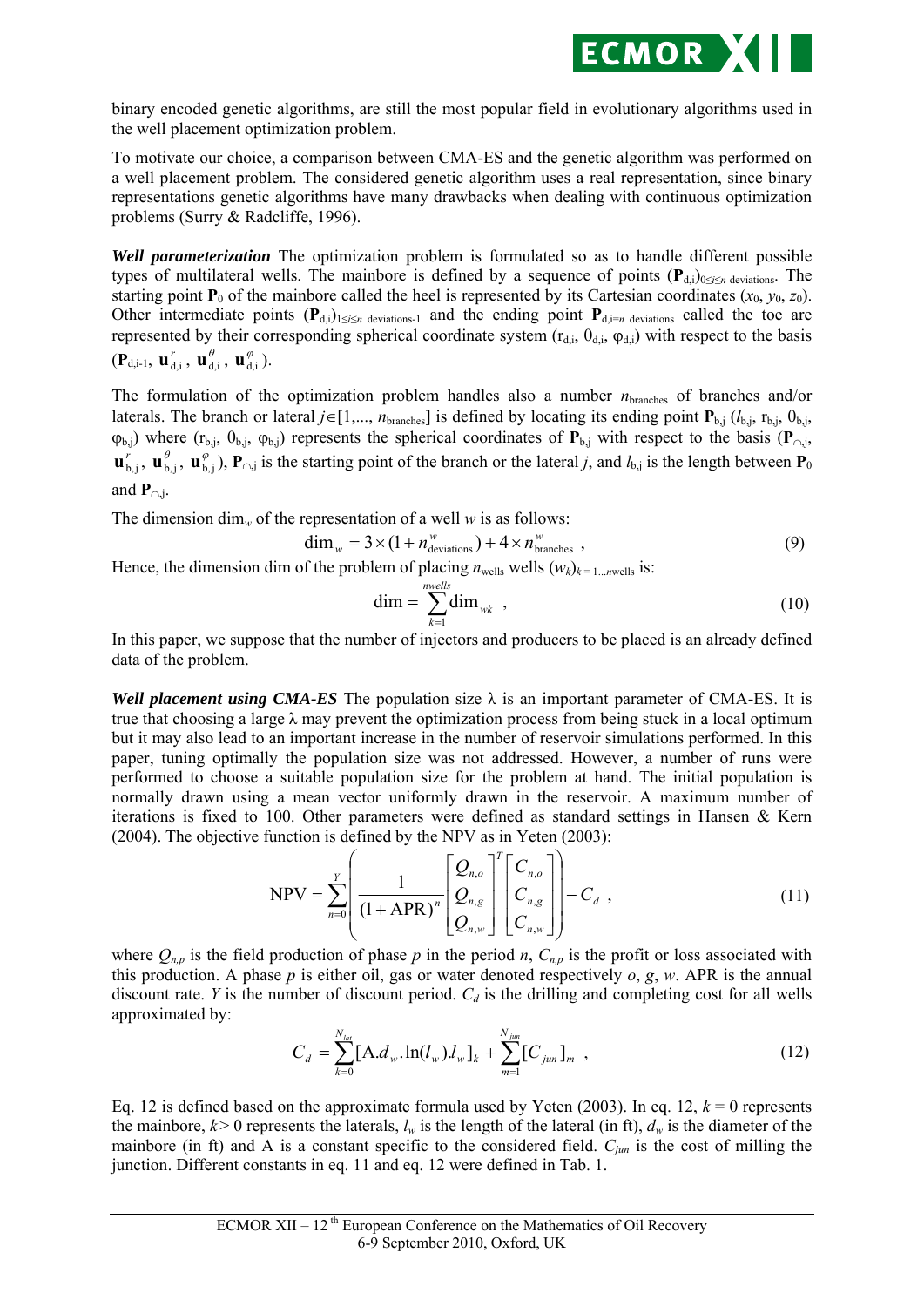binary encoded genetic algorithms, are still the most popular field in evolutionary algorithms used in the well placement optimization problem.

To motivate our choice, a comparison between CMA-ES and the genetic algorithm was performed on a well placement problem. The considered genetic algorithm uses a real representation, since binary representations genetic algorithms have many drawbacks when dealing with continuous optimization problems (Surry & Radcliffe, 1996).

***Well parameterization*** The optimization problem is formulated so as to handle different possible types of multilateral wells. The mainbore is defined by a sequence of points $(\mathbf{P}_{\mathrm{d},i})_{0\leq i\leq n\ \mathrm{deviations}}$. The starting point $\mathbf{P}_0$ of the mainbore called the heel is represented by its Cartesian coordinates $(x_0, y_0, z_0)$. Other intermediate points $(\mathbf{P}_{\mathrm{d},i})_{1\leq i\leq n\ \mathrm{deviations}-1}$ and the ending point $\mathbf{P}_{\mathrm{d},i=n\ \mathrm{deviations}}$ called the toe are represented by their corresponding spherical coordinate system $(\mathrm{r}_{\mathrm{d},i}, \theta_{\mathrm{d},i}, \varphi_{\mathrm{d},i})$ with respect to the basis $(\mathbf{P}_{\mathrm{d},i-1}, \mathbf{u}^{r}_{\mathrm{d},i}, \mathbf{u}^{\theta}_{\mathrm{d},i}, \mathbf{u}^{\varphi}_{\mathrm{d},i})$.

The formulation of the optimization problem handles also a number $n_{\mathrm{branches}}$ of branches and/or laterals. The branch or lateral $j\in[1,..., n_{\mathrm{branches}}]$ is defined by locating its ending point $\mathbf{P}_{\mathrm{b},j}$ $(l_{\mathrm{b},j}, \mathrm{r}_{\mathrm{b},j}, \theta_{\mathrm{b},j}, \varphi_{\mathrm{b},j})$ where $(\mathrm{r}_{\mathrm{b},j}, \theta_{\mathrm{b},j}, \varphi_{\mathrm{b},j})$ represents the spherical coordinates of $\mathbf{P}_{\mathrm{b},j}$ with respect to the basis $(\mathbf{P}_{\cap,j}, \mathbf{u}^{r}_{\mathrm{b},j}, \mathbf{u}^{\theta}_{\mathrm{b},j}, \mathbf{u}^{\varphi}_{\mathrm{b},j})$, $\mathbf{P}_{\cap,j}$ is the starting point of the branch or the lateral $j$, and $l_{\mathrm{b},j}$ is the length between $\mathbf{P}_0$ and $\mathbf{P}_{\cap,j}$.

The dimension $\dim_w$ of the representation of a well $w$ is as follows:

$$\dim_w = 3\times(1+n^{w}_{\mathrm{deviations}}) + 4\times n^{w}_{\mathrm{branches}}\ , \tag{9}$$

Hence, the dimension dim of the problem of placing $n_{\mathrm{wells}}$ wells $(w_k)_{k=1\ldots n\mathrm{wells}}$ is:

$$\dim = \sum_{k=1}^{nwells} \dim_{wk}\ , \tag{10}$$

In this paper, we suppose that the number of injectors and producers to be placed is an already defined data of the problem.

***Well placement using CMA-ES*** The population size $\lambda$ is an important parameter of CMA-ES. It is true that choosing a large $\lambda$ may prevent the optimization process from being stuck in a local optimum but it may also lead to an important increase in the number of reservoir simulations performed. In this paper, tuning optimally the population size was not addressed. However, a number of runs were performed to choose a suitable population size for the problem at hand. The initial population is normally drawn using a mean vector uniformly drawn in the reservoir. A maximum number of iterations is fixed to 100. Other parameters were defined as standard settings in Hansen & Kern (2004). The objective function is defined by the NPV as in Yeten (2003):

$$\mathrm{NPV} = \sum_{n=0}^{Y}\left(\frac{1}{(1+\mathrm{APR})^{n}}\begin{bmatrix} Q_{n,o} \\ Q_{n,g} \\ Q_{n,w}\end{bmatrix}^{T}\begin{bmatrix} C_{n,o} \\ C_{n,g} \\ C_{n,w}\end{bmatrix}\right) - C_d\ , \tag{11}$$

where $Q_{n,p}$ is the field production of phase $p$ in the period $n$, $C_{n,p}$ is the profit or loss associated with this production. A phase $p$ is either oil, gas or water denoted respectively $o$, $g$, $w$. APR is the annual discount rate. $Y$ is the number of discount period. $C_d$ is the drilling and completing cost for all wells approximated by:

$$C_d = \sum_{k=0}^{N_{lat}}[\mathrm{A}.d_w.\ln(l_w).l_w]_k + \sum_{m=1}^{N_{jun}}[C_{jun}]_m\ , \tag{12}$$

Eq. 12 is defined based on the approximate formula used by Yeten (2003). In eq. 12, $k = 0$ represents the mainbore, $k > 0$ represents the laterals, $l_w$ is the length of the lateral (in ft), $d_w$ is the diameter of the mainbore (in ft) and A is a constant specific to the considered field. $C_{jun}$ is the cost of milling the junction. Different constants in eq. 11 and eq. 12 were defined in Tab. 1.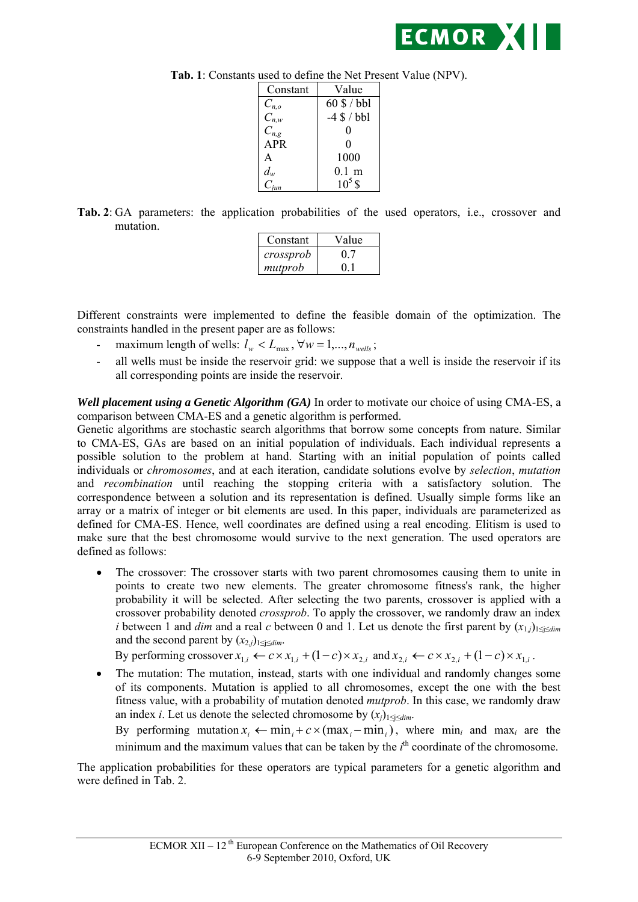**Tab. 1**: Constants used to define the Net Present Value (NPV).

| Constant | Value |
|---|---|
| $C_{n,o}$ | 60 \$ / bbl |
| $C_{n,w}$ | -4 \$ / bbl |
| $C_{n,g}$ | 0 |
| APR | 0 |
| A | 1000 |
| $d_w$ | 0.1 m |
| $C_{jun}$ | $10^5$ \$ |

**Tab. 2**: GA parameters: the application probabilities of the used operators, i.e., crossover and mutation.

| Constant | Value |
|---|---|
| *crossprob* | 0.7 |
| *mutprob* | 0.1 |

Different constraints were implemented to define the feasible domain of the optimization. The constraints handled in the present paper are as follows:

- maximum length of wells: $l_w < L_{\max}, \forall w = 1,...,n_{wells}$;
- all wells must be inside the reservoir grid: we suppose that a well is inside the reservoir if its all corresponding points are inside the reservoir.

***Well placement using a Genetic Algorithm (GA)*** In order to motivate our choice of using CMA-ES, a comparison between CMA-ES and a genetic algorithm is performed.

Genetic algorithms are stochastic search algorithms that borrow some concepts from nature. Similar to CMA-ES, GAs are based on an initial population of individuals. Each individual represents a possible solution to the problem at hand. Starting with an initial population of points called individuals or *chromosomes*, and at each iteration, candidate solutions evolve by *selection*, *mutation* and *recombination* until reaching the stopping criteria with a satisfactory solution. The correspondence between a solution and its representation is defined. Usually simple forms like an array or a matrix of integer or bit elements are used. In this paper, individuals are parameterized as defined for CMA-ES. Hence, well coordinates are defined using a real encoding. Elitism is used to make sure that the best chromosome would survive to the next generation. The used operators are defined as follows:

- The crossover: The crossover starts with two parent chromosomes causing them to unite in points to create two new elements. The greater chromosome fitness's rank, the higher probability it will be selected. After selecting the two parents, crossover is applied with a crossover probability denoted *crossprob*. To apply the crossover, we randomly draw an index $i$ between 1 and *dim* and a real $c$ between 0 and 1. Let us denote the first parent by $(x_{1,j})_{1\leq j\leq dim}$ and the second parent by $(x_{2,j})_{1\leq j\leq dim}$.
  By performing crossover $x_{1,i} \leftarrow c \times x_{1,i} + (1-c) \times x_{2,i}$ and $x_{2,i} \leftarrow c \times x_{2,i} + (1-c) \times x_{1,i}$.
- The mutation: The mutation, instead, starts with one individual and randomly changes some of its components. Mutation is applied to all chromosomes, except the one with the best fitness value, with a probability of mutation denoted *mutprob*. In this case, we randomly draw an index $i$. Let us denote the selected chromosome by $(x_j)_{1\leq j\leq dim}$.
  By performing mutation $x_i \leftarrow \min_i + c \times (\max_i - \min_i)$, where $\min_i$ and $\max_i$ are the minimum and the maximum values that can be taken by the $i^{\text{th}}$ coordinate of the chromosome.

The application probabilities for these operators are typical parameters for a genetic algorithm and were defined in Tab. 2.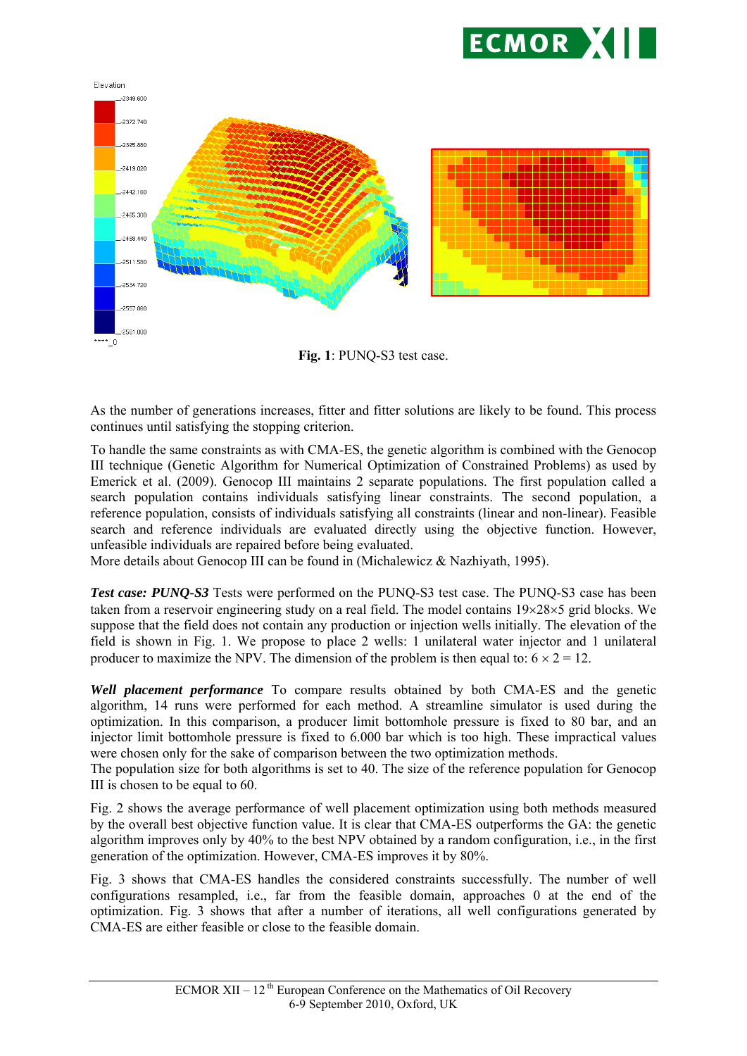**Fig. 1**: PUNQ-S3 test case.

As the number of generations increases, fitter and fitter solutions are likely to be found. This process continues until satisfying the stopping criterion.

To handle the same constraints as with CMA-ES, the genetic algorithm is combined with the Genocop III technique (Genetic Algorithm for Numerical Optimization of Constrained Problems) as used by Emerick et al. (2009). Genocop III maintains 2 separate populations. The first population called a search population contains individuals satisfying linear constraints. The second population, a reference population, consists of individuals satisfying all constraints (linear and non-linear). Feasible search and reference individuals are evaluated directly using the objective function. However, unfeasible individuals are repaired before being evaluated.
More details about Genocop III can be found in (Michalewicz & Nazhiyath, 1995).

***Test case: PUNQ-S3*** Tests were performed on the PUNQ-S3 test case. The PUNQ-S3 case has been taken from a reservoir engineering study on a real field. The model contains $19\times28\times5$ grid blocks. We suppose that the field does not contain any production or injection wells initially. The elevation of the field is shown in Fig. 1. We propose to place 2 wells: 1 unilateral water injector and 1 unilateral producer to maximize the NPV. The dimension of the problem is then equal to: $6 \times 2 = 12$.

***Well placement performance*** To compare results obtained by both CMA-ES and the genetic algorithm, 14 runs were performed for each method. A streamline simulator is used during the optimization. In this comparison, a producer limit bottomhole pressure is fixed to 80 bar, and an injector limit bottomhole pressure is fixed to 6.000 bar which is too high. These impractical values were chosen only for the sake of comparison between the two optimization methods.
The population size for both algorithms is set to 40. The size of the reference population for Genocop III is chosen to be equal to 60.

Fig. 2 shows the average performance of well placement optimization using both methods measured by the overall best objective function value. It is clear that CMA-ES outperforms the GA: the genetic algorithm improves only by 40% to the best NPV obtained by a random configuration, i.e., in the first generation of the optimization. However, CMA-ES improves it by 80%.

Fig. 3 shows that CMA-ES handles the considered constraints successfully. The number of well configurations resampled, i.e., far from the feasible domain, approaches 0 at the end of the optimization. Fig. 3 shows that after a number of iterations, all well configurations generated by CMA-ES are either feasible or close to the feasible domain.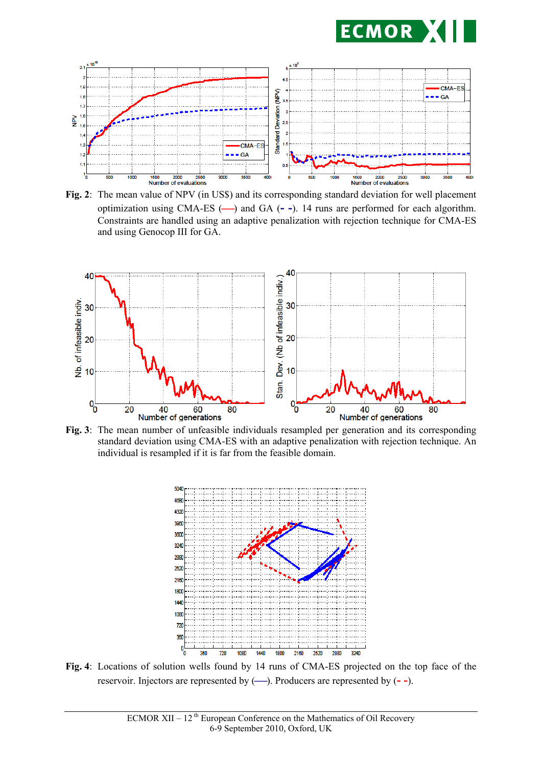**Fig. 2**: The mean value of NPV (in US$) and its corresponding standard deviation for well placement optimization using CMA-ES (—) and GA (- -). 14 runs are performed for each algorithm. Constraints are handled using an adaptive penalization with rejection technique for CMA-ES and using Genocop III for GA.

**Fig. 3**: The mean number of unfeasible individuals resampled per generation and its corresponding standard deviation using CMA-ES with an adaptive penalization with rejection technique. An individual is resampled if it is far from the feasible domain.

**Fig. 4**: Locations of solution wells found by 14 runs of CMA-ES projected on the top face of the reservoir. Injectors are represented by (—). Producers are represented by (- -).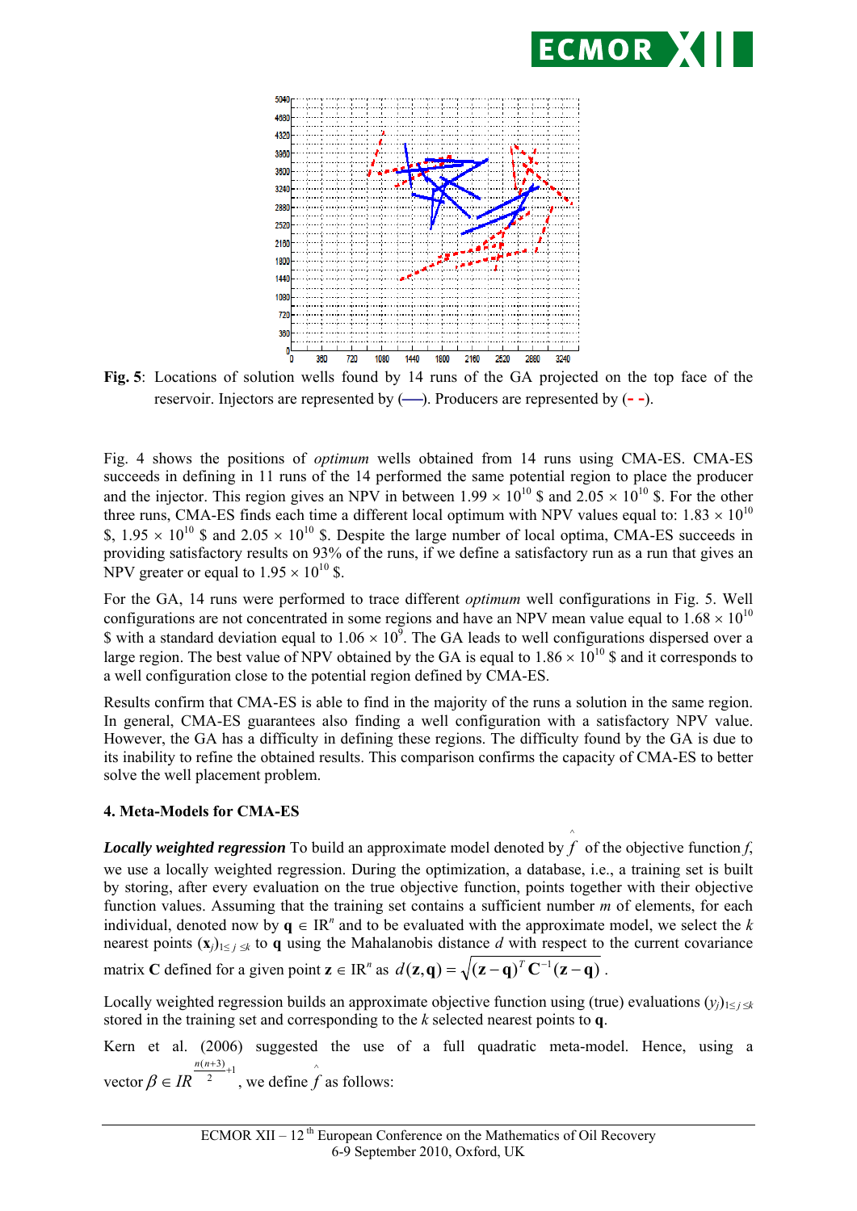**Fig. 5**: Locations of solution wells found by 14 runs of the GA projected on the top face of the reservoir. Injectors are represented by (—). Producers are represented by (- -).

Fig. 4 shows the positions of *optimum* wells obtained from 14 runs using CMA-ES. CMA-ES succeeds in defining in 11 runs of the 14 performed the same potential region to place the producer and the injector. This region gives an NPV in between $1.99 \times 10^{10}$ \$ and $2.05 \times 10^{10}$ \$. For the other three runs, CMA-ES finds each time a different local optimum with NPV values equal to: $1.83 \times 10^{10}$ \$, $1.95 \times 10^{10}$ \$ and $2.05 \times 10^{10}$ \$. Despite the large number of local optima, CMA-ES succeeds in providing satisfactory results on 93% of the runs, if we define a satisfactory run as a run that gives an NPV greater or equal to $1.95 \times 10^{10}$ \$.

For the GA, 14 runs were performed to trace different *optimum* well configurations in Fig. 5. Well configurations are not concentrated in some regions and have an NPV mean value equal to $1.68 \times 10^{10}$ \$ with a standard deviation equal to $1.06 \times 10^{9}$. The GA leads to well configurations dispersed over a large region. The best value of NPV obtained by the GA is equal to $1.86 \times 10^{10}$ \$ and it corresponds to a well configuration close to the potential region defined by CMA-ES.

Results confirm that CMA-ES is able to find in the majority of the runs a solution in the same region. In general, CMA-ES guarantees also finding a well configuration with a satisfactory NPV value. However, the GA has a difficulty in defining these regions. The difficulty found by the GA is due to its inability to refine the obtained results. This comparison confirms the capacity of CMA-ES to better solve the well placement problem.

## 4. Meta-Models for CMA-ES

***Locally weighted regression*** To build an approximate model denoted by $\hat{f}$ of the objective function $f$, we use a locally weighted regression. During the optimization, a database, i.e., a training set is built by storing, after every evaluation on the true objective function, points together with their objective function values. Assuming that the training set contains a sufficient number $m$ of elements, for each individual, denoted now by $\mathbf{q} \in \mathrm{IR}^n$ and to be evaluated with the approximate model, we select the $k$ nearest points $(\mathbf{x}_j)_{1 \leq j \leq k}$ to $\mathbf{q}$ using the Mahalanobis distance $d$ with respect to the current covariance matrix $\mathbf{C}$ defined for a given point $\mathbf{z} \in \mathrm{IR}^n$ as $d(\mathbf{z},\mathbf{q}) = \sqrt{(\mathbf{z}-\mathbf{q})^T \mathbf{C}^{-1} (\mathbf{z}-\mathbf{q})}$.

Locally weighted regression builds an approximate objective function using (true) evaluations $(y_j)_{1 \leq j \leq k}$ stored in the training set and corresponding to the $k$ selected nearest points to $\mathbf{q}$.

Kern et al. (2006) suggested the use of a full quadratic meta-model. Hence, using a vector $\beta \in IR^{\frac{n(n+3)}{2}+1}$, we define $\hat{f}$ as follows: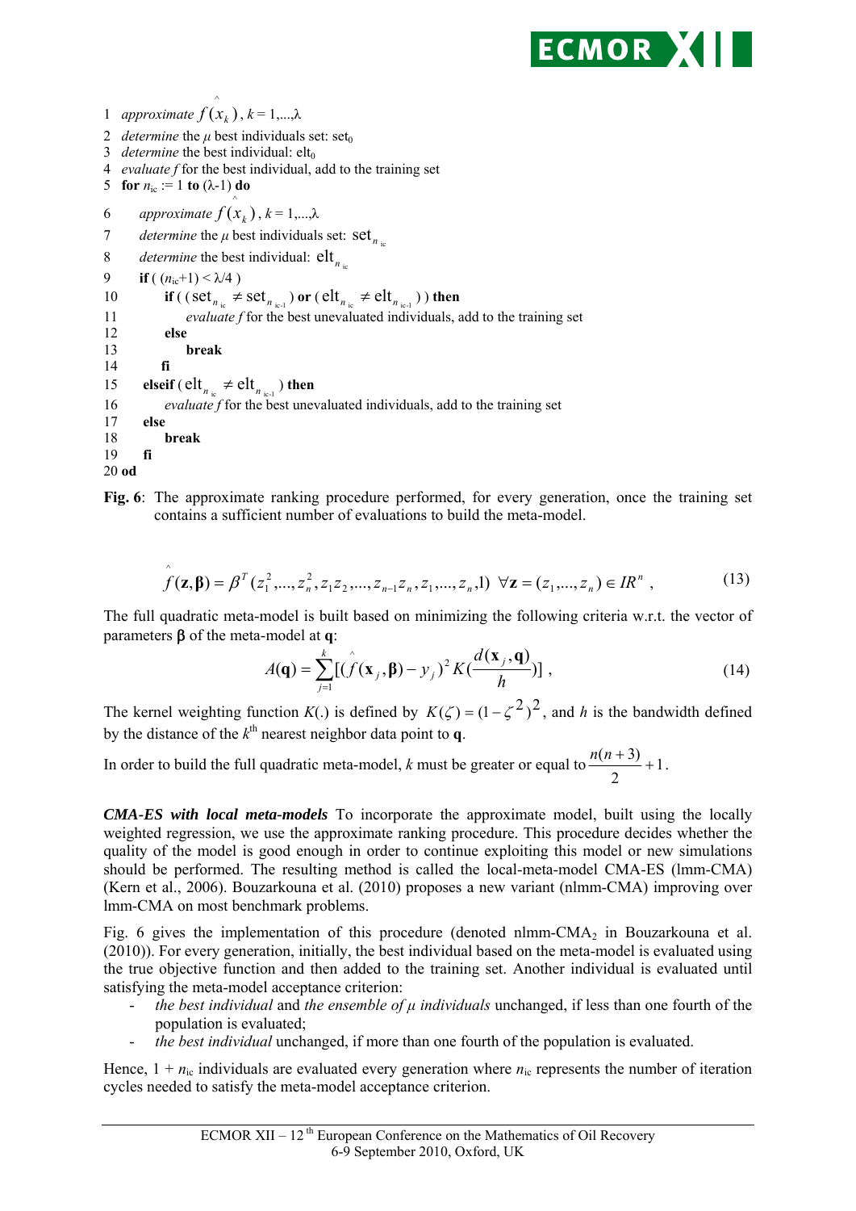```
1  approximate f̂(x_k), k = 1,...,λ
2  determine the μ best individuals set: set_0
3  determine the best individual: elt_0
4  evaluate f for the best individual, add to the training set
5  for n_ic := 1 to (λ-1) do
6      approximate f̂(x_k), k = 1,...,λ
7      determine the μ best individuals set: set_{n_ic}
8      determine the best individual: elt_{n_ic}
9      if ( (n_ic+1) < λ/4 )
10         if ( (set_{n_ic} ≠ set_{n_ic-1}) or (elt_{n_ic} ≠ elt_{n_ic-1}) ) then
11             evaluate f for the best unevaluated individuals, add to the training set
12         else
13             break
14         fi
15     elseif (elt_{n_ic} ≠ elt_{n_ic-1}) then
16         evaluate f for the best unevaluated individuals, add to the training set
17     else
18         break
19     fi
20 od
```

**Fig. 6**: The approximate ranking procedure performed, for every generation, once the training set contains a sufficient number of evaluations to build the meta-model.

$$\hat{f}(\mathbf{z},\boldsymbol{\beta}) = \beta^T (z_1^2,\ldots,z_n^2, z_1 z_2,\ldots,z_{n-1}z_n, z_1,\ldots,z_n,1) \;\; \forall \mathbf{z} = (z_1,\ldots,z_n) \in IR^n \;, \tag{13}$$

The full quadratic meta-model is built based on minimizing the following criteria w.r.t. the vector of parameters $\boldsymbol{\beta}$ of the meta-model at $\mathbf{q}$:

$$A(\mathbf{q}) = \sum_{j=1}^{k} [(\hat{f}(\mathbf{x}_j,\boldsymbol{\beta}) - y_j)^2 \, K(\frac{d(\mathbf{x}_j,\mathbf{q})}{h})] \;, \tag{14}$$

The kernel weighting function $K(.)$ is defined by $K(\zeta) = (1-\zeta^2)^2$, and $h$ is the bandwidth defined by the distance of the $k^{\text{th}}$ nearest neighbor data point to $\mathbf{q}$.

In order to build the full quadratic meta-model, $k$ must be greater or equal to $\frac{n(n+3)}{2}+1$.

***CMA-ES with local meta-models*** To incorporate the approximate model, built using the locally weighted regression, we use the approximate ranking procedure. This procedure decides whether the quality of the model is good enough in order to continue exploiting this model or new simulations should be performed. The resulting method is called the local-meta-model CMA-ES (lmm-CMA) (Kern et al., 2006). Bouzarkouna et al. (2010) proposes a new variant (nlmm-CMA) improving over lmm-CMA on most benchmark problems.

Fig. 6 gives the implementation of this procedure (denoted nlmm-$\text{CMA}_2$ in Bouzarkouna et al. (2010)). For every generation, initially, the best individual based on the meta-model is evaluated using the true objective function and then added to the training set. Another individual is evaluated until satisfying the meta-model acceptance criterion:

- *the best individual* and *the ensemble of $\mu$ individuals* unchanged, if less than one fourth of the population is evaluated;
- *the best individual* unchanged, if more than one fourth of the population is evaluated.

Hence, $1 + n_{\text{ic}}$ individuals are evaluated every generation where $n_{\text{ic}}$ represents the number of iteration cycles needed to satisfy the meta-model acceptance criterion.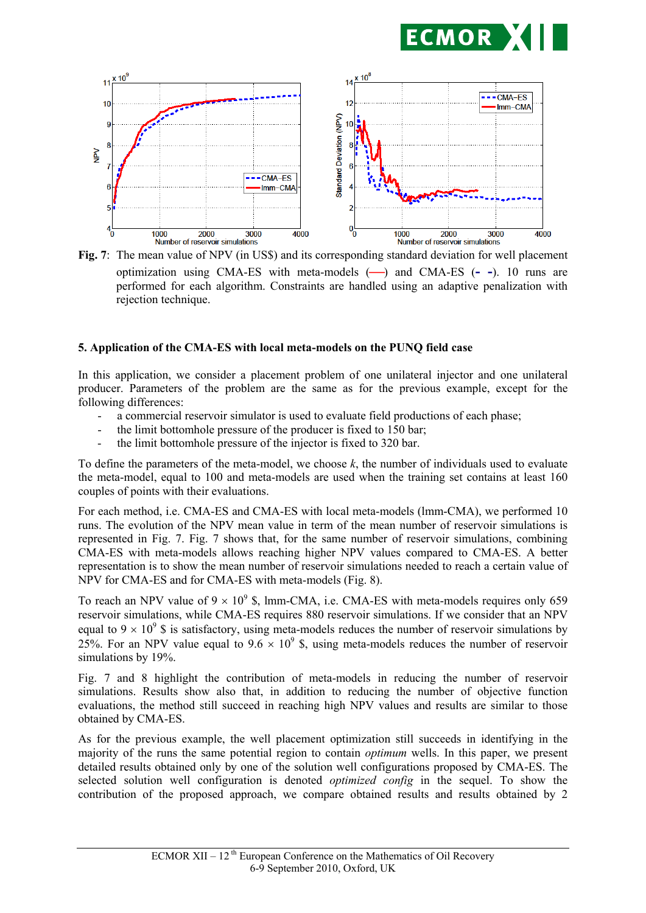**Fig. 7**: The mean value of NPV (in US$) and its corresponding standard deviation for well placement optimization using CMA-ES with meta-models (——) and CMA-ES (- -). 10 runs are performed for each algorithm. Constraints are handled using an adaptive penalization with rejection technique.

## 5. Application of the CMA-ES with local meta-models on the PUNQ field case

In this application, we consider a placement problem of one unilateral injector and one unilateral producer. Parameters of the problem are the same as for the previous example, except for the following differences:

- a commercial reservoir simulator is used to evaluate field productions of each phase;
- the limit bottomhole pressure of the producer is fixed to 150 bar;
- the limit bottomhole pressure of the injector is fixed to 320 bar.

To define the parameters of the meta-model, we choose $k$, the number of individuals used to evaluate the meta-model, equal to 100 and meta-models are used when the training set contains at least 160 couples of points with their evaluations.

For each method, i.e. CMA-ES and CMA-ES with local meta-models (lmm-CMA), we performed 10 runs. The evolution of the NPV mean value in term of the mean number of reservoir simulations is represented in Fig. 7. Fig. 7 shows that, for the same number of reservoir simulations, combining CMA-ES with meta-models allows reaching higher NPV values compared to CMA-ES. A better representation is to show the mean number of reservoir simulations needed to reach a certain value of NPV for CMA-ES and for CMA-ES with meta-models (Fig. 8).

To reach an NPV value of $9 \times 10^9$ \$, lmm-CMA, i.e. CMA-ES with meta-models requires only 659 reservoir simulations, while CMA-ES requires 880 reservoir simulations. If we consider that an NPV equal to $9 \times 10^9$ \$ is satisfactory, using meta-models reduces the number of reservoir simulations by 25%. For an NPV value equal to $9.6 \times 10^9$ \$, using meta-models reduces the number of reservoir simulations by 19%.

Fig. 7 and 8 highlight the contribution of meta-models in reducing the number of reservoir simulations. Results show also that, in addition to reducing the number of objective function evaluations, the method still succeed in reaching high NPV values and results are similar to those obtained by CMA-ES.

As for the previous example, the well placement optimization still succeeds in identifying in the majority of the runs the same potential region to contain *optimum* wells. In this paper, we present detailed results obtained only by one of the solution well configurations proposed by CMA-ES. The selected solution well configuration is denoted *optimized config* in the sequel. To show the contribution of the proposed approach, we compare obtained results and results obtained by 2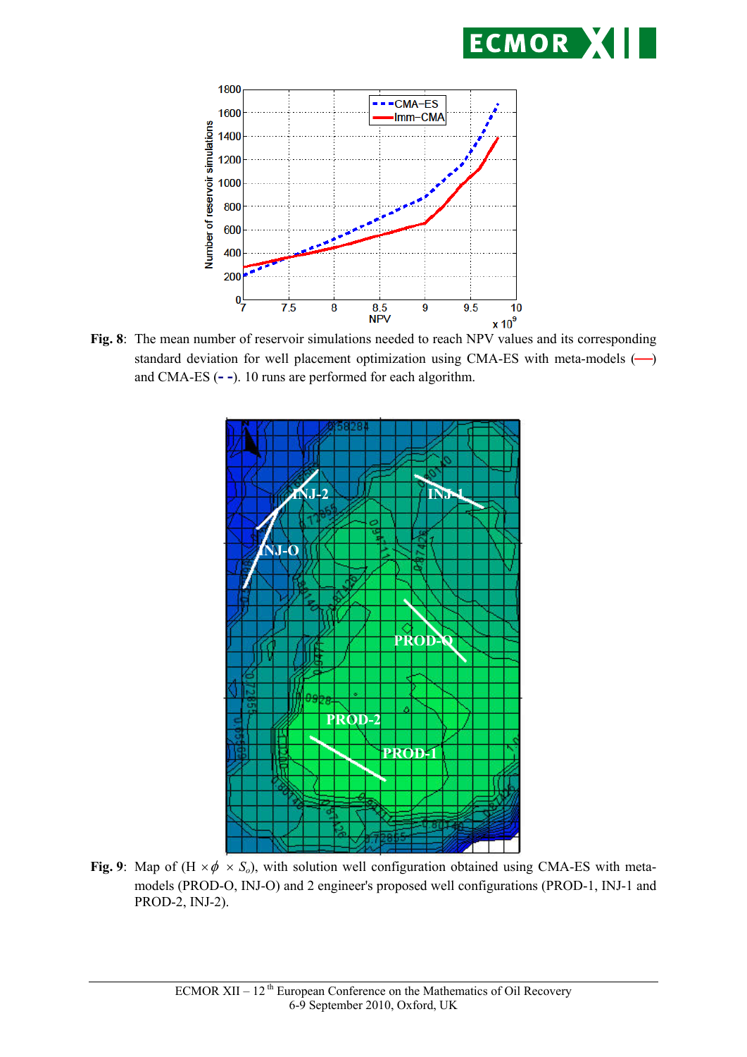**Fig. 8**: The mean number of reservoir simulations needed to reach NPV values and its corresponding standard deviation for well placement optimization using CMA-ES with meta-models (—) and CMA-ES (- -). 10 runs are performed for each algorithm.

**Fig. 9**: Map of ($H \times \phi \times S_o$), with solution well configuration obtained using CMA-ES with meta-models (PROD-O, INJ-O) and 2 engineer's proposed well configurations (PROD-1, INJ-1 and PROD-2, INJ-2).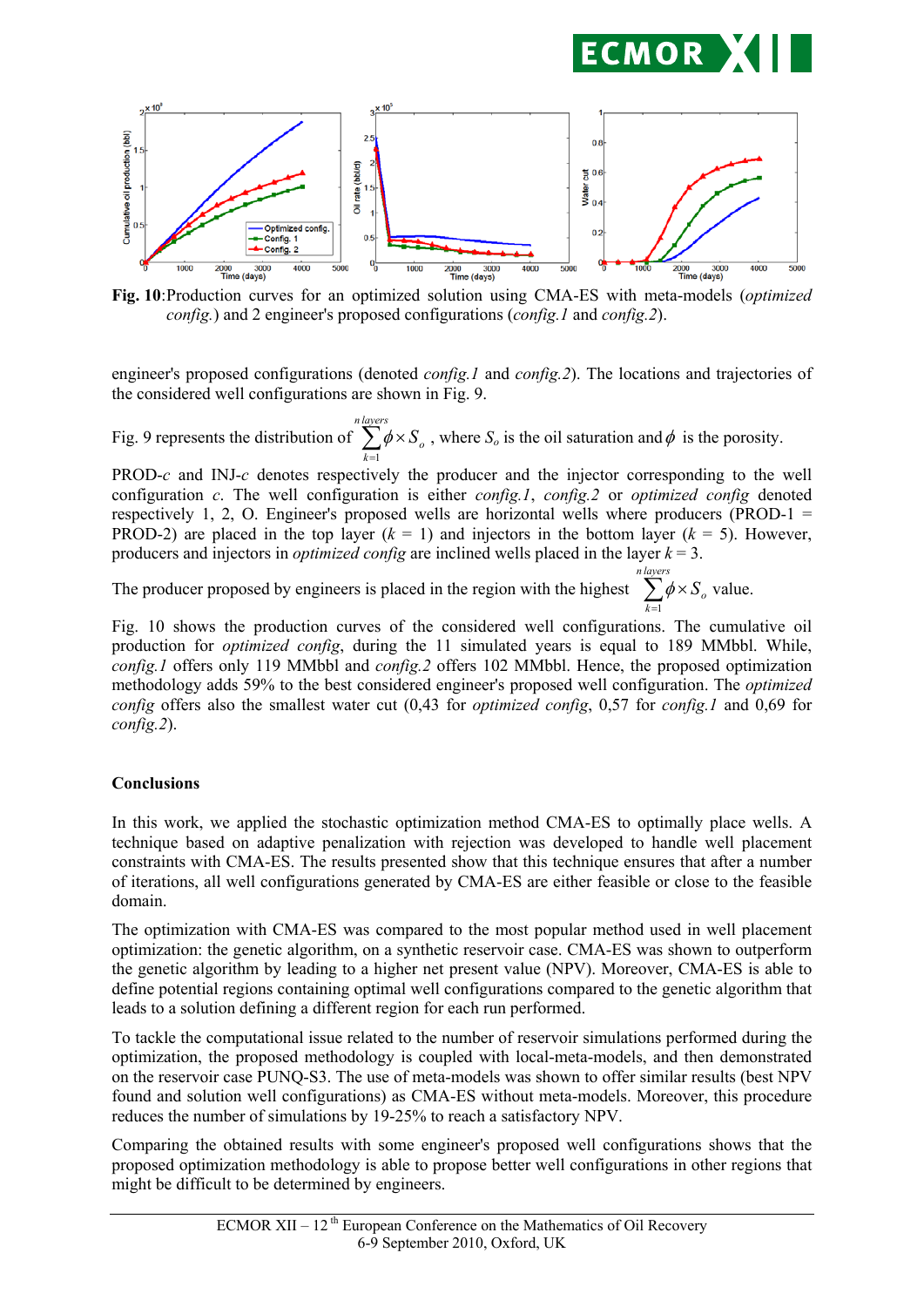**Fig. 10**:Production curves for an optimized solution using CMA-ES with meta-models (*optimized config.*) and 2 engineer's proposed configurations (*config.1* and *config.2*).

engineer's proposed configurations (denoted *config.1* and *config.2*). The locations and trajectories of the considered well configurations are shown in Fig. 9.

Fig. 9 represents the distribution of $\sum_{k=1}^{n\,layers} \phi \times S_o$ , where $S_o$ is the oil saturation and $\phi$ is the porosity.

PROD-*c* and INJ-*c* denotes respectively the producer and the injector corresponding to the well configuration *c*. The well configuration is either *config.1*, *config.2* or *optimized config* denoted respectively 1, 2, O. Engineer's proposed wells are horizontal wells where producers (PROD-1 = PROD-2) are placed in the top layer ($k$ = 1) and injectors in the bottom layer ($k$ = 5). However, producers and injectors in *optimized config* are inclined wells placed in the layer $k$ = 3.

The producer proposed by engineers is placed in the region with the highest $\sum_{k=1}^{n\,layers} \phi \times S_o$ value.

Fig. 10 shows the production curves of the considered well configurations. The cumulative oil production for *optimized config*, during the 11 simulated years is equal to 189 MMbbl. While, *config.1* offers only 119 MMbbl and *config.2* offers 102 MMbbl. Hence, the proposed optimization methodology adds 59% to the best considered engineer's proposed well configuration. The *optimized config* offers also the smallest water cut (0,43 for *optimized config*, 0,57 for *config.1* and 0,69 for *config.2*).

**Conclusions**

In this work, we applied the stochastic optimization method CMA-ES to optimally place wells. A technique based on adaptive penalization with rejection was developed to handle well placement constraints with CMA-ES. The results presented show that this technique ensures that after a number of iterations, all well configurations generated by CMA-ES are either feasible or close to the feasible domain.

The optimization with CMA-ES was compared to the most popular method used in well placement optimization: the genetic algorithm, on a synthetic reservoir case. CMA-ES was shown to outperform the genetic algorithm by leading to a higher net present value (NPV). Moreover, CMA-ES is able to define potential regions containing optimal well configurations compared to the genetic algorithm that leads to a solution defining a different region for each run performed.

To tackle the computational issue related to the number of reservoir simulations performed during the optimization, the proposed methodology is coupled with local-meta-models, and then demonstrated on the reservoir case PUNQ-S3. The use of meta-models was shown to offer similar results (best NPV found and solution well configurations) as CMA-ES without meta-models. Moreover, this procedure reduces the number of simulations by 19-25% to reach a satisfactory NPV.

Comparing the obtained results with some engineer's proposed well configurations shows that the proposed optimization methodology is able to propose better well configurations in other regions that might be difficult to be determined by engineers.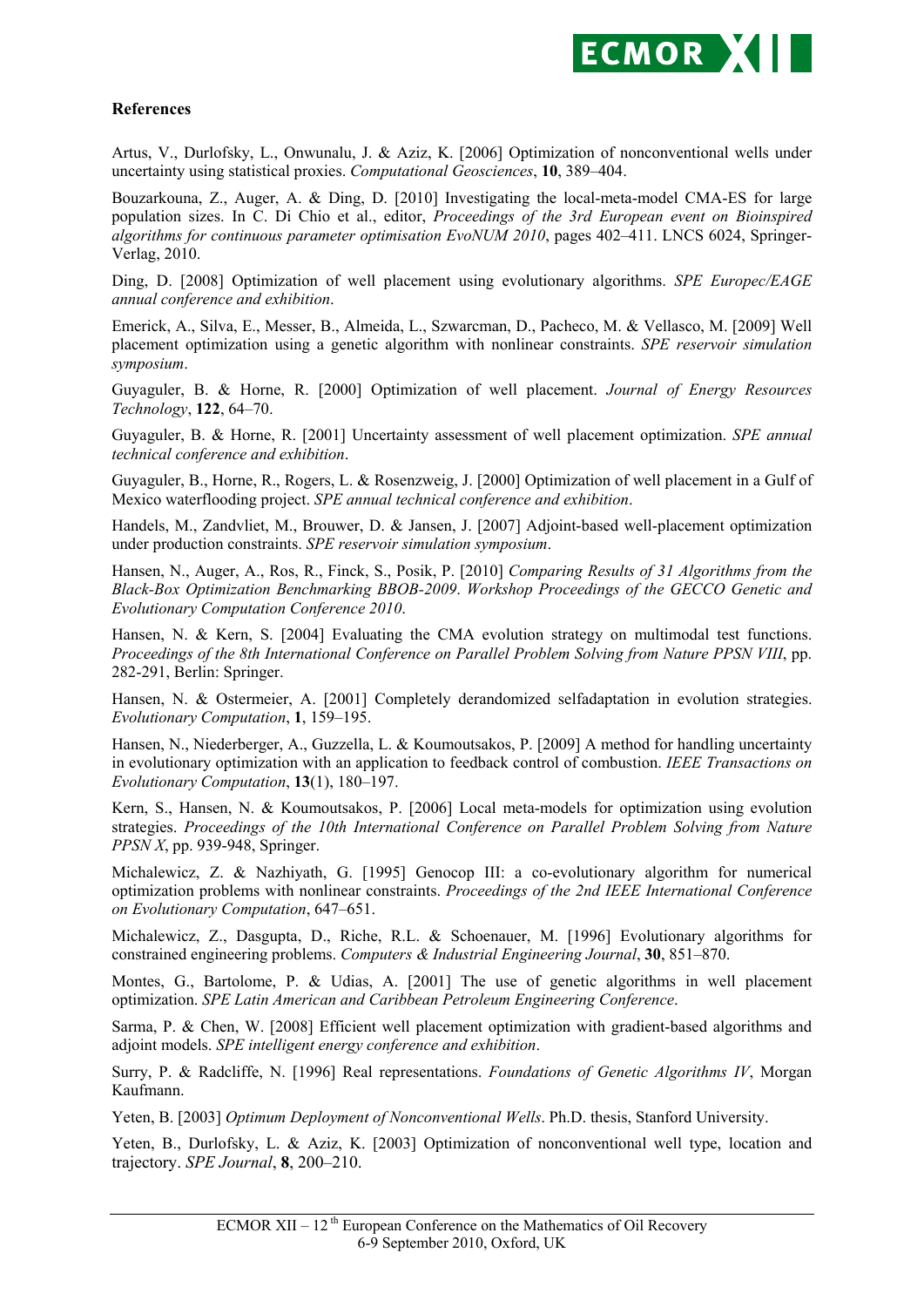## References

Artus, V., Durlofsky, L., Onwunalu, J. & Aziz, K. [2006] Optimization of nonconventional wells under uncertainty using statistical proxies. *Computational Geosciences*, **10**, 389–404.

Bouzarkouna, Z., Auger, A. & Ding, D. [2010] Investigating the local-meta-model CMA-ES for large population sizes. In C. Di Chio et al., editor, *Proceedings of the 3rd European event on Bioinspired algorithms for continuous parameter optimisation EvoNUM 2010*, pages 402–411. LNCS 6024, Springer-Verlag, 2010.

Ding, D. [2008] Optimization of well placement using evolutionary algorithms. *SPE Europec/EAGE annual conference and exhibition*.

Emerick, A., Silva, E., Messer, B., Almeida, L., Szwarcman, D., Pacheco, M. & Vellasco, M. [2009] Well placement optimization using a genetic algorithm with nonlinear constraints. *SPE reservoir simulation symposium*.

Guyaguler, B. & Horne, R. [2000] Optimization of well placement. *Journal of Energy Resources Technology*, **122**, 64–70.

Guyaguler, B. & Horne, R. [2001] Uncertainty assessment of well placement optimization. *SPE annual technical conference and exhibition*.

Guyaguler, B., Horne, R., Rogers, L. & Rosenzweig, J. [2000] Optimization of well placement in a Gulf of Mexico waterflooding project. *SPE annual technical conference and exhibition*.

Handels, M., Zandvliet, M., Brouwer, D. & Jansen, J. [2007] Adjoint-based well-placement optimization under production constraints. *SPE reservoir simulation symposium*.

Hansen, N., Auger, A., Ros, R., Finck, S., Posik, P. [2010] *Comparing Results of 31 Algorithms from the Black-Box Optimization Benchmarking BBOB-2009*. *Workshop Proceedings of the GECCO Genetic and Evolutionary Computation Conference 2010*.

Hansen, N. & Kern, S. [2004] Evaluating the CMA evolution strategy on multimodal test functions. *Proceedings of the 8th International Conference on Parallel Problem Solving from Nature PPSN VIII*, pp. 282-291, Berlin: Springer.

Hansen, N. & Ostermeier, A. [2001] Completely derandomized selfadaptation in evolution strategies. *Evolutionary Computation*, **1**, 159–195.

Hansen, N., Niederberger, A., Guzzella, L. & Koumoutsakos, P. [2009] A method for handling uncertainty in evolutionary optimization with an application to feedback control of combustion. *IEEE Transactions on Evolutionary Computation*, **13**(1), 180–197.

Kern, S., Hansen, N. & Koumoutsakos, P. [2006] Local meta-models for optimization using evolution strategies. *Proceedings of the 10th International Conference on Parallel Problem Solving from Nature PPSN X*, pp. 939-948, Springer.

Michalewicz, Z. & Nazhiyath, G. [1995] Genocop III: a co-evolutionary algorithm for numerical optimization problems with nonlinear constraints. *Proceedings of the 2nd IEEE International Conference on Evolutionary Computation*, 647–651.

Michalewicz, Z., Dasgupta, D., Riche, R.L. & Schoenauer, M. [1996] Evolutionary algorithms for constrained engineering problems. *Computers & Industrial Engineering Journal*, **30**, 851–870.

Montes, G., Bartolome, P. & Udias, A. [2001] The use of genetic algorithms in well placement optimization. *SPE Latin American and Caribbean Petroleum Engineering Conference*.

Sarma, P. & Chen, W. [2008] Efficient well placement optimization with gradient-based algorithms and adjoint models. *SPE intelligent energy conference and exhibition*.

Surry, P. & Radcliffe, N. [1996] Real representations. *Foundations of Genetic Algorithms IV*, Morgan Kaufmann.

Yeten, B. [2003] *Optimum Deployment of Nonconventional Wells*. Ph.D. thesis, Stanford University.

Yeten, B., Durlofsky, L. & Aziz, K. [2003] Optimization of nonconventional well type, location and trajectory. *SPE Journal*, **8**, 200–210.